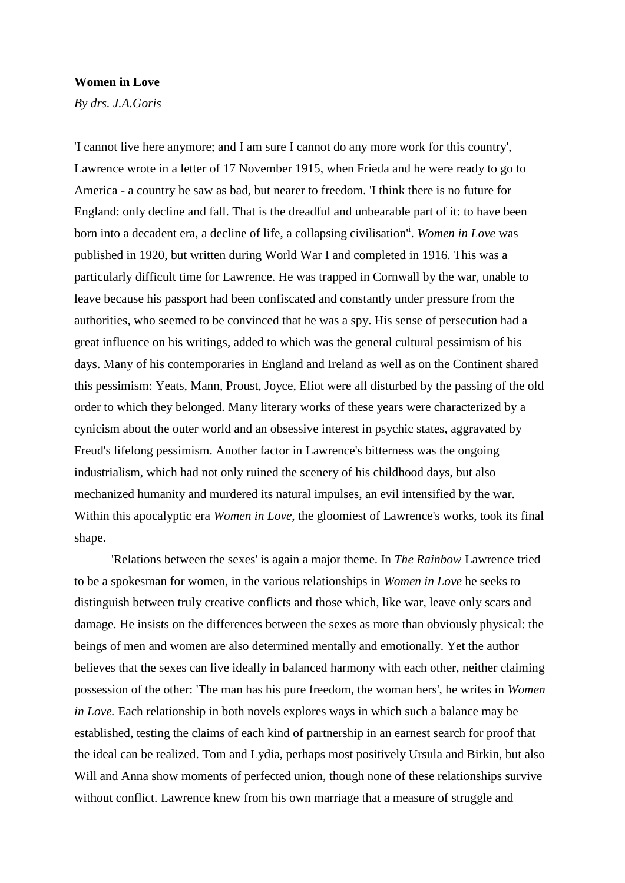**Women in Love**

*By drs. J.A.Goris*

'I cannot live here anymore; and I am sure I cannot do any more work for this country', Lawrence wrote in a letter of 17 November 1915, when Frieda and he were ready to go to America - a country he saw as bad, but nearer to freedom. 'I think there is no future for England: only decline and fall. That is the dreadful and unbearable part of it: to have been born into a decadent era, a decline of life, a collapsing civilisation'[i]. *Women in Love* was published in 1920, but written during World War I and completed in 1916. This was a particularly difficult time for Lawrence. He was trapped in Cornwall by the war, unable to leave because his passport had been confiscated and constantly under pressure from the authorities, who seemed to be convinced that he was a spy. His sense of persecution had a great influence on his writings, added to which was the general cultural pessimism of his days. Many of his contemporaries in England and Ireland as well as on the Continent shared this pessimism: Yeats, Mann, Proust, Joyce, Eliot were all disturbed by the passing of the old order to which they belonged. Many literary works of these years were characterized by a cynicism about the outer world and an obsessive interest in psychic states, aggravated by Freud's lifelong pessimism. Another factor in Lawrence's bitterness was the ongoing industrialism, which had not only ruined the scenery of his childhood days, but also mechanized humanity and murdered its natural impulses, an evil intensified by the war. Within this apocalyptic era *Women in Love*, the gloomiest of Lawrence's works, took its final shape.

'Relations between the sexes' is again a major theme. In *The Rainbow* Lawrence tried to be a spokesman for women, in the various relationships in *Women in Love* he seeks to distinguish between truly creative conflicts and those which, like war, leave only scars and damage. He insists on the differences between the sexes as more than obviously physical: the beings of men and women are also determined mentally and emotionally. Yet the author believes that the sexes can live ideally in balanced harmony with each other, neither claiming possession of the other: 'The man has his pure freedom, the woman hers', he writes in *Women in Love.* Each relationship in both novels explores ways in which such a balance may be established, testing the claims of each kind of partnership in an earnest search for proof that the ideal can be realized. Tom and Lydia, perhaps most positively Ursula and Birkin, but also Will and Anna show moments of perfected union, though none of these relationships survive without conflict. Lawrence knew from his own marriage that a measure of struggle and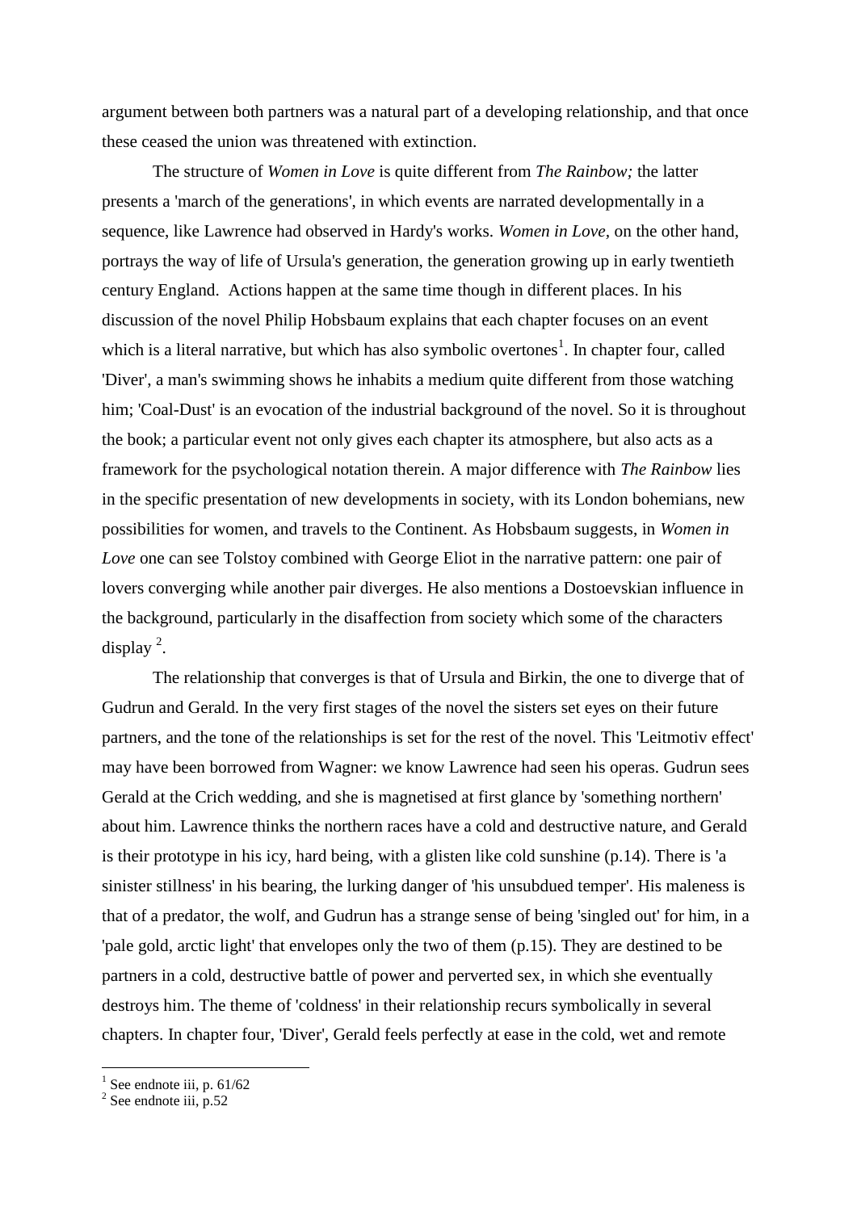argument between both partners was a natural part of a developing relationship, and that once these ceased the union was threatened with extinction.

The structure of *Women in Love* is quite different from *The Rainbow;* the latter presents a 'march of the generations', in which events are narrated developmentally in a sequence, like Lawrence had observed in Hardy's works. *Women in Love,* on the other hand, portrays the way of life of Ursula's generation, the generation growing up in early twentieth century England. Actions happen at the same time though in different places. In his discussion of the novel Philip Hobsbaum explains that each chapter focuses on an event which is a literal narrative, but which has also symbolic overtones[1]. In chapter four, called 'Diver', a man's swimming shows he inhabits a medium quite different from those watching him; 'Coal-Dust' is an evocation of the industrial background of the novel. So it is throughout the book; a particular event not only gives each chapter its atmosphere, but also acts as a framework for the psychological notation therein. A major difference with *The Rainbow* lies in the specific presentation of new developments in society, with its London bohemians, new possibilities for women, and travels to the Continent. As Hobsbaum suggests, in *Women in Love* one can see Tolstoy combined with George Eliot in the narrative pattern: one pair of lovers converging while another pair diverges. He also mentions a Dostoevskian influence in the background, particularly in the disaffection from society which some of the characters display [2].

The relationship that converges is that of Ursula and Birkin, the one to diverge that of Gudrun and Gerald. In the very first stages of the novel the sisters set eyes on their future partners, and the tone of the relationships is set for the rest of the novel. This 'Leitmotiv effect' may have been borrowed from Wagner: we know Lawrence had seen his operas. Gudrun sees Gerald at the Crich wedding, and she is magnetised at first glance by 'something northern' about him. Lawrence thinks the northern races have a cold and destructive nature, and Gerald is their prototype in his icy, hard being, with a glisten like cold sunshine (p.14). There is 'a sinister stillness' in his bearing, the lurking danger of 'his unsubdued temper'. His maleness is that of a predator, the wolf, and Gudrun has a strange sense of being 'singled out' for him, in a 'pale gold, arctic light' that envelopes only the two of them (p.15). They are destined to be partners in a cold, destructive battle of power and perverted sex, in which she eventually destroys him. The theme of 'coldness' in their relationship recurs symbolically in several chapters. In chapter four, 'Diver', Gerald feels perfectly at ease in the cold, wet and remote

---

[1] See endnote iii, p. 61/62

[2] See endnote iii, p.52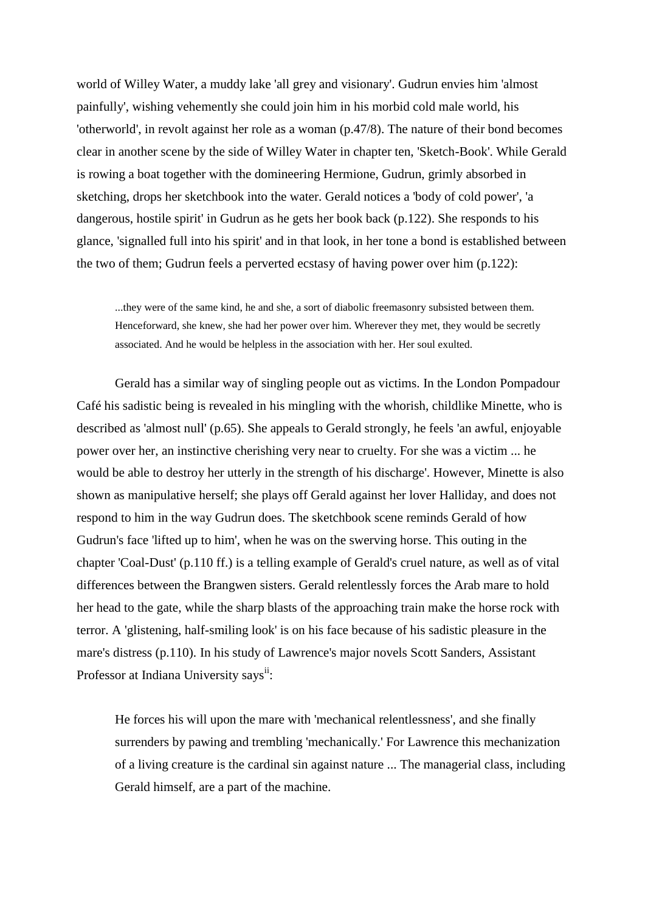world of Willey Water, a muddy lake 'all grey and visionary'. Gudrun envies him 'almost painfully', wishing vehemently she could join him in his morbid cold male world, his 'otherworld', in revolt against her role as a woman (p.47/8). The nature of their bond becomes clear in another scene by the side of Willey Water in chapter ten, 'Sketch-Book'. While Gerald is rowing a boat together with the domineering Hermione, Gudrun, grimly absorbed in sketching, drops her sketchbook into the water. Gerald notices a 'body of cold power', 'a dangerous, hostile spirit' in Gudrun as he gets her book back (p.122). She responds to his glance, 'signalled full into his spirit' and in that look, in her tone a bond is established between the two of them; Gudrun feels a perverted ecstasy of having power over him (p.122):

> ...they were of the same kind, he and she, a sort of diabolic freemasonry subsisted between them. Henceforward, she knew, she had her power over him. Wherever they met, they would be secretly associated. And he would be helpless in the association with her. Her soul exulted.

Gerald has a similar way of singling people out as victims. In the London Pompadour Café his sadistic being is revealed in his mingling with the whorish, childlike Minette, who is described as 'almost null' (p.65). She appeals to Gerald strongly, he feels 'an awful, enjoyable power over her, an instinctive cherishing very near to cruelty. For she was a victim ... he would be able to destroy her utterly in the strength of his discharge'. However, Minette is also shown as manipulative herself; she plays off Gerald against her lover Halliday, and does not respond to him in the way Gudrun does. The sketchbook scene reminds Gerald of how Gudrun's face 'lifted up to him', when he was on the swerving horse. This outing in the chapter 'Coal-Dust' (p.110 ff.) is a telling example of Gerald's cruel nature, as well as of vital differences between the Brangwen sisters. Gerald relentlessly forces the Arab mare to hold her head to the gate, while the sharp blasts of the approaching train make the horse rock with terror. A 'glistening, half-smiling look' is on his face because of his sadistic pleasure in the mare's distress (p.110). In his study of Lawrence's major novels Scott Sanders, Assistant Professor at Indiana University says[ii]:

> He forces his will upon the mare with 'mechanical relentlessness', and she finally surrenders by pawing and trembling 'mechanically.' For Lawrence this mechanization of a living creature is the cardinal sin against nature ... The managerial class, including Gerald himself, are a part of the machine.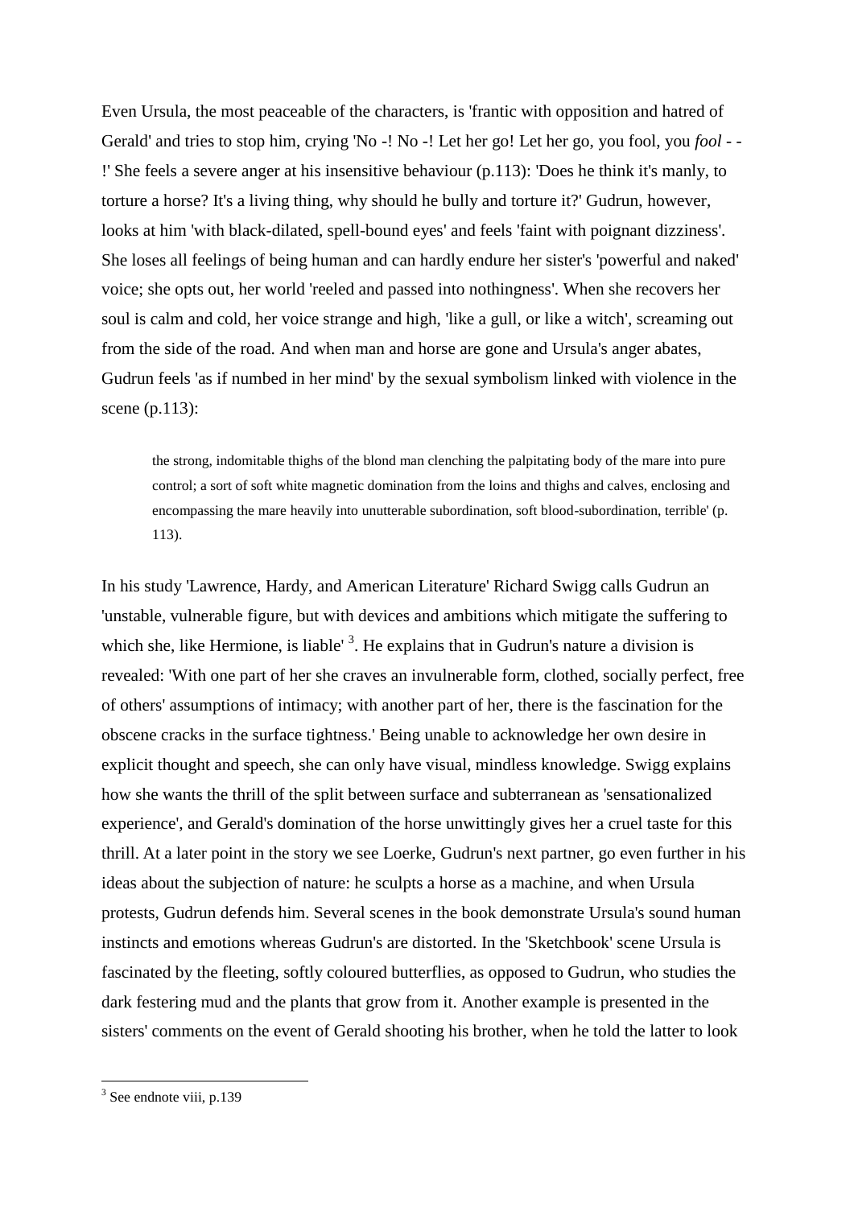Even Ursula, the most peaceable of the characters, is 'frantic with opposition and hatred of Gerald' and tries to stop him, crying 'No -! No -! Let her go! Let her go, you fool, you *fool* - - !' She feels a severe anger at his insensitive behaviour (p.113): 'Does he think it's manly, to torture a horse? It's a living thing, why should he bully and torture it?' Gudrun, however, looks at him 'with black-dilated, spell-bound eyes' and feels 'faint with poignant dizziness'. She loses all feelings of being human and can hardly endure her sister's 'powerful and naked' voice; she opts out, her world 'reeled and passed into nothingness'. When she recovers her soul is calm and cold, her voice strange and high, 'like a gull, or like a witch', screaming out from the side of the road. And when man and horse are gone and Ursula's anger abates, Gudrun feels 'as if numbed in her mind' by the sexual symbolism linked with violence in the scene (p.113):

> the strong, indomitable thighs of the blond man clenching the palpitating body of the mare into pure control; a sort of soft white magnetic domination from the loins and thighs and calves, enclosing and encompassing the mare heavily into unutterable subordination, soft blood-subordination, terrible' (p. 113).

In his study 'Lawrence, Hardy, and American Literature' Richard Swigg calls Gudrun an 'unstable, vulnerable figure, but with devices and ambitions which mitigate the suffering to which she, like Hermione, is liable' [3]. He explains that in Gudrun's nature a division is revealed: 'With one part of her she craves an invulnerable form, clothed, socially perfect, free of others' assumptions of intimacy; with another part of her, there is the fascination for the obscene cracks in the surface tightness.' Being unable to acknowledge her own desire in explicit thought and speech, she can only have visual, mindless knowledge. Swigg explains how she wants the thrill of the split between surface and subterranean as 'sensationalized experience', and Gerald's domination of the horse unwittingly gives her a cruel taste for this thrill. At a later point in the story we see Loerke, Gudrun's next partner, go even further in his ideas about the subjection of nature: he sculpts a horse as a machine, and when Ursula protests, Gudrun defends him. Several scenes in the book demonstrate Ursula's sound human instincts and emotions whereas Gudrun's are distorted. In the 'Sketchbook' scene Ursula is fascinated by the fleeting, softly coloured butterflies, as opposed to Gudrun, who studies the dark festering mud and the plants that grow from it. Another example is presented in the sisters' comments on the event of Gerald shooting his brother, when he told the latter to look

[3] See endnote viii, p.139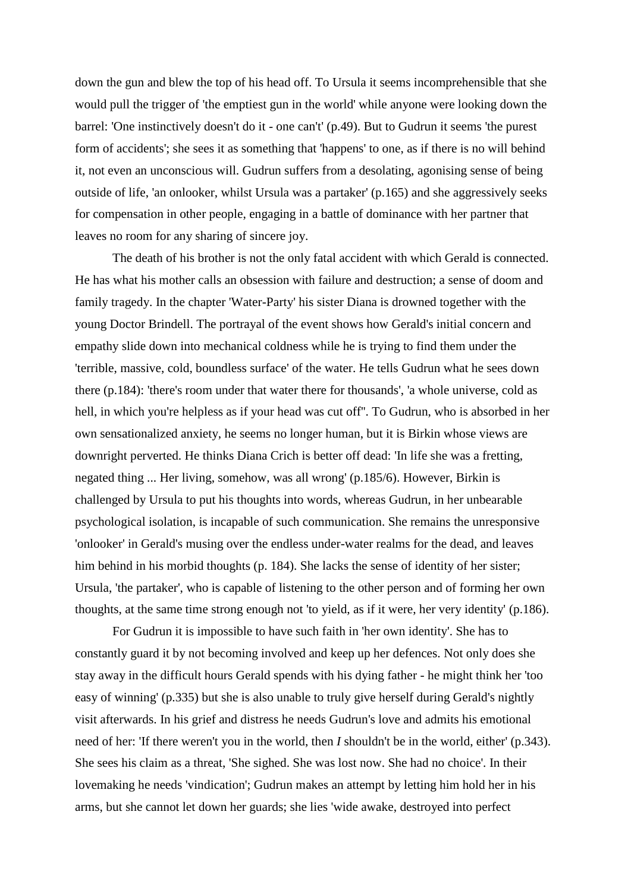down the gun and blew the top of his head off. To Ursula it seems incomprehensible that she would pull the trigger of 'the emptiest gun in the world' while anyone were looking down the barrel: 'One instinctively doesn't do it - one can't' (p.49). But to Gudrun it seems 'the purest form of accidents'; she sees it as something that 'happens' to one, as if there is no will behind it, not even an unconscious will. Gudrun suffers from a desolating, agonising sense of being outside of life, 'an onlooker, whilst Ursula was a partaker' (p.165) and she aggressively seeks for compensation in other people, engaging in a battle of dominance with her partner that leaves no room for any sharing of sincere joy.

The death of his brother is not the only fatal accident with which Gerald is connected. He has what his mother calls an obsession with failure and destruction; a sense of doom and family tragedy. In the chapter 'Water-Party' his sister Diana is drowned together with the young Doctor Brindell. The portrayal of the event shows how Gerald's initial concern and empathy slide down into mechanical coldness while he is trying to find them under the 'terrible, massive, cold, boundless surface' of the water. He tells Gudrun what he sees down there (p.184): 'there's room under that water there for thousands', 'a whole universe, cold as hell, in which you're helpless as if your head was cut off". To Gudrun, who is absorbed in her own sensationalized anxiety, he seems no longer human, but it is Birkin whose views are downright perverted. He thinks Diana Crich is better off dead: 'In life she was a fretting, negated thing ... Her living, somehow, was all wrong' (p.185/6). However, Birkin is challenged by Ursula to put his thoughts into words, whereas Gudrun, in her unbearable psychological isolation, is incapable of such communication. She remains the unresponsive 'onlooker' in Gerald's musing over the endless under-water realms for the dead, and leaves him behind in his morbid thoughts (p. 184). She lacks the sense of identity of her sister; Ursula, 'the partaker', who is capable of listening to the other person and of forming her own thoughts, at the same time strong enough not 'to yield, as if it were, her very identity' (p.186).

For Gudrun it is impossible to have such faith in 'her own identity'. She has to constantly guard it by not becoming involved and keep up her defences. Not only does she stay away in the difficult hours Gerald spends with his dying father - he might think her 'too easy of winning' (p.335) but she is also unable to truly give herself during Gerald's nightly visit afterwards. In his grief and distress he needs Gudrun's love and admits his emotional need of her: 'If there weren't you in the world, then *I* shouldn't be in the world, either' (p.343). She sees his claim as a threat, 'She sighed. She was lost now. She had no choice'. In their lovemaking he needs 'vindication'; Gudrun makes an attempt by letting him hold her in his arms, but she cannot let down her guards; she lies 'wide awake, destroyed into perfect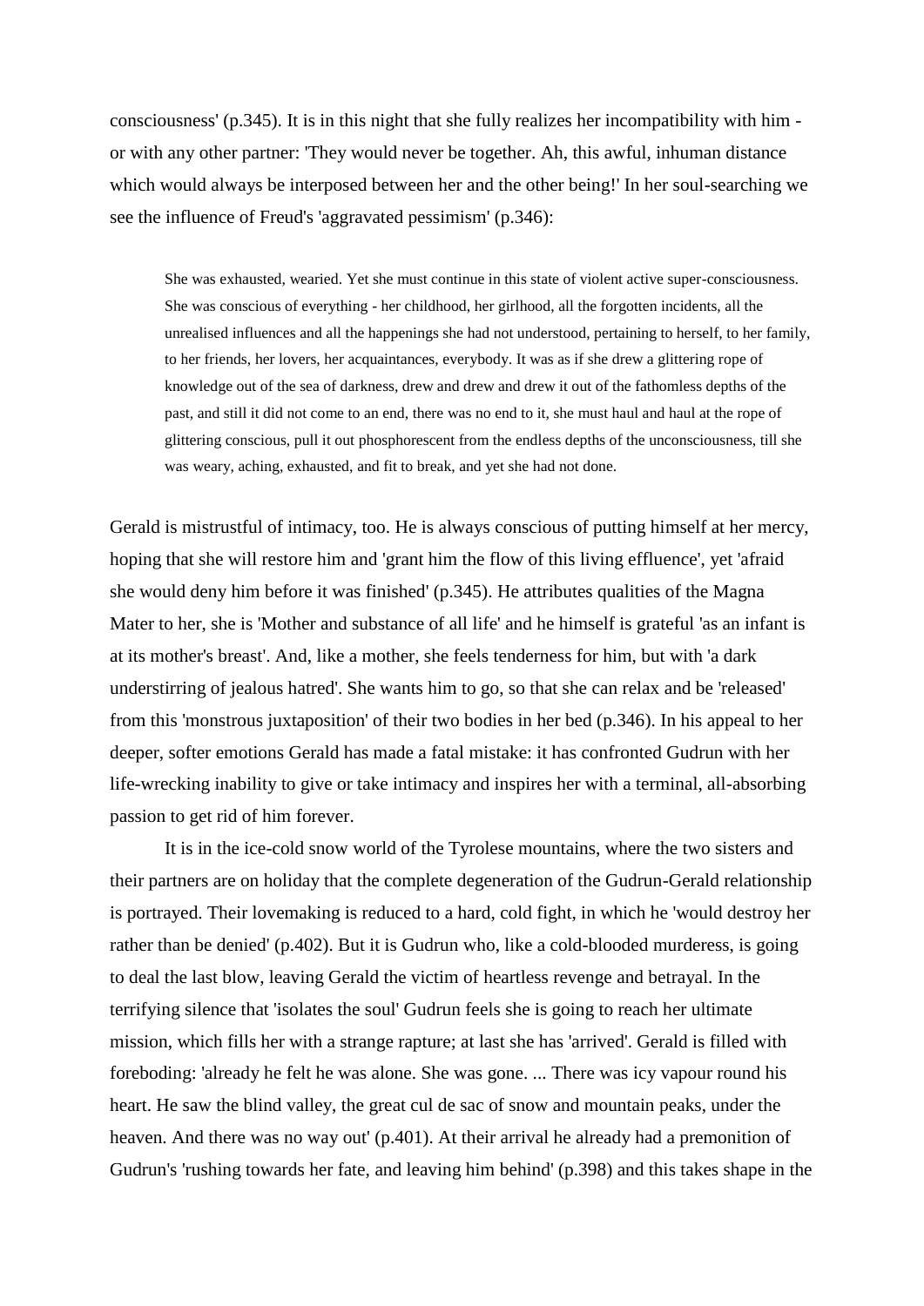consciousness' (p.345). It is in this night that she fully realizes her incompatibility with him - or with any other partner: 'They would never be together. Ah, this awful, inhuman distance which would always be interposed between her and the other being!' In her soul-searching we see the influence of Freud's 'aggravated pessimism' (p.346):

> She was exhausted, wearied. Yet she must continue in this state of violent active super-consciousness. She was conscious of everything - her childhood, her girlhood, all the forgotten incidents, all the unrealised influences and all the happenings she had not understood, pertaining to herself, to her family, to her friends, her lovers, her acquaintances, everybody. It was as if she drew a glittering rope of knowledge out of the sea of darkness, drew and drew and drew it out of the fathomless depths of the past, and still it did not come to an end, there was no end to it, she must haul and haul at the rope of glittering conscious, pull it out phosphorescent from the endless depths of the unconsciousness, till she was weary, aching, exhausted, and fit to break, and yet she had not done.

Gerald is mistrustful of intimacy, too. He is always conscious of putting himself at her mercy, hoping that she will restore him and 'grant him the flow of this living effluence', yet 'afraid she would deny him before it was finished' (p.345). He attributes qualities of the Magna Mater to her, she is 'Mother and substance of all life' and he himself is grateful 'as an infant is at its mother's breast'. And, like a mother, she feels tenderness for him, but with 'a dark understirring of jealous hatred'. She wants him to go, so that she can relax and be 'released' from this 'monstrous juxtaposition' of their two bodies in her bed (p.346). In his appeal to her deeper, softer emotions Gerald has made a fatal mistake: it has confronted Gudrun with her life-wrecking inability to give or take intimacy and inspires her with a terminal, all-absorbing passion to get rid of him forever.

It is in the ice-cold snow world of the Tyrolese mountains, where the two sisters and their partners are on holiday that the complete degeneration of the Gudrun-Gerald relationship is portrayed. Their lovemaking is reduced to a hard, cold fight, in which he 'would destroy her rather than be denied' (p.402). But it is Gudrun who, like a cold-blooded murderess, is going to deal the last blow, leaving Gerald the victim of heartless revenge and betrayal. In the terrifying silence that 'isolates the soul' Gudrun feels she is going to reach her ultimate mission, which fills her with a strange rapture; at last she has 'arrived'. Gerald is filled with foreboding: 'already he felt he was alone. She was gone. ... There was icy vapour round his heart. He saw the blind valley, the great cul de sac of snow and mountain peaks, under the heaven. And there was no way out' (p.401). At their arrival he already had a premonition of Gudrun's 'rushing towards her fate, and leaving him behind' (p.398) and this takes shape in the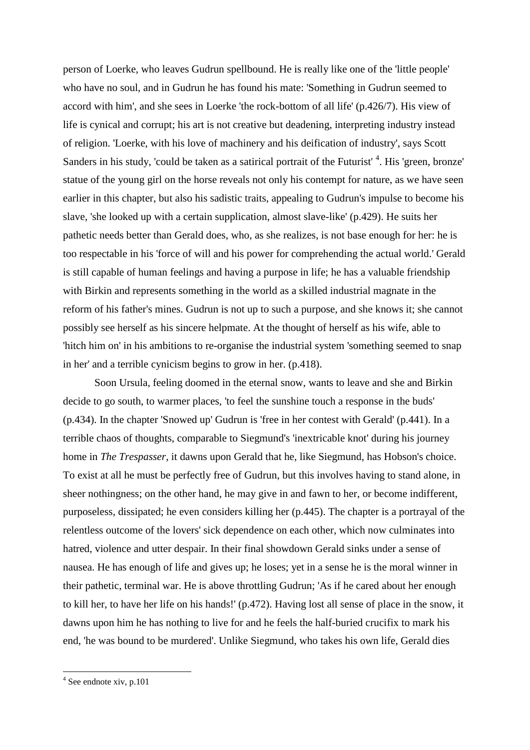person of Loerke, who leaves Gudrun spellbound. He is really like one of the 'little people' who have no soul, and in Gudrun he has found his mate: 'Something in Gudrun seemed to accord with him', and she sees in Loerke 'the rock-bottom of all life' (p.426/7). His view of life is cynical and corrupt; his art is not creative but deadening, interpreting industry instead of religion. 'Loerke, with his love of machinery and his deification of industry', says Scott Sanders in his study, 'could be taken as a satirical portrait of the Futurist' [4]. His 'green, bronze' statue of the young girl on the horse reveals not only his contempt for nature, as we have seen earlier in this chapter, but also his sadistic traits, appealing to Gudrun's impulse to become his slave, 'she looked up with a certain supplication, almost slave-like' (p.429). He suits her pathetic needs better than Gerald does, who, as she realizes, is not base enough for her: he is too respectable in his 'force of will and his power for comprehending the actual world.' Gerald is still capable of human feelings and having a purpose in life; he has a valuable friendship with Birkin and represents something in the world as a skilled industrial magnate in the reform of his father's mines. Gudrun is not up to such a purpose, and she knows it; she cannot possibly see herself as his sincere helpmate. At the thought of herself as his wife, able to 'hitch him on' in his ambitions to re-organise the industrial system 'something seemed to snap in her' and a terrible cynicism begins to grow in her. (p.418).

Soon Ursula, feeling doomed in the eternal snow, wants to leave and she and Birkin decide to go south, to warmer places, 'to feel the sunshine touch a response in the buds' (p.434). In the chapter 'Snowed up' Gudrun is 'free in her contest with Gerald' (p.441). In a terrible chaos of thoughts, comparable to Siegmund's 'inextricable knot' during his journey home in *The Trespasser*, it dawns upon Gerald that he, like Siegmund, has Hobson's choice. To exist at all he must be perfectly free of Gudrun, but this involves having to stand alone, in sheer nothingness; on the other hand, he may give in and fawn to her, or become indifferent, purposeless, dissipated; he even considers killing her (p.445). The chapter is a portrayal of the relentless outcome of the lovers' sick dependence on each other, which now culminates into hatred, violence and utter despair. In their final showdown Gerald sinks under a sense of nausea. He has enough of life and gives up; he loses; yet in a sense he is the moral winner in their pathetic, terminal war. He is above throttling Gudrun; 'As if he cared about her enough to kill her, to have her life on his hands!' (p.472). Having lost all sense of place in the snow, it dawns upon him he has nothing to live for and he feels the half-buried crucifix to mark his end, 'he was bound to be murdered'. Unlike Siegmund, who takes his own life, Gerald dies

[4] See endnote xiv, p.101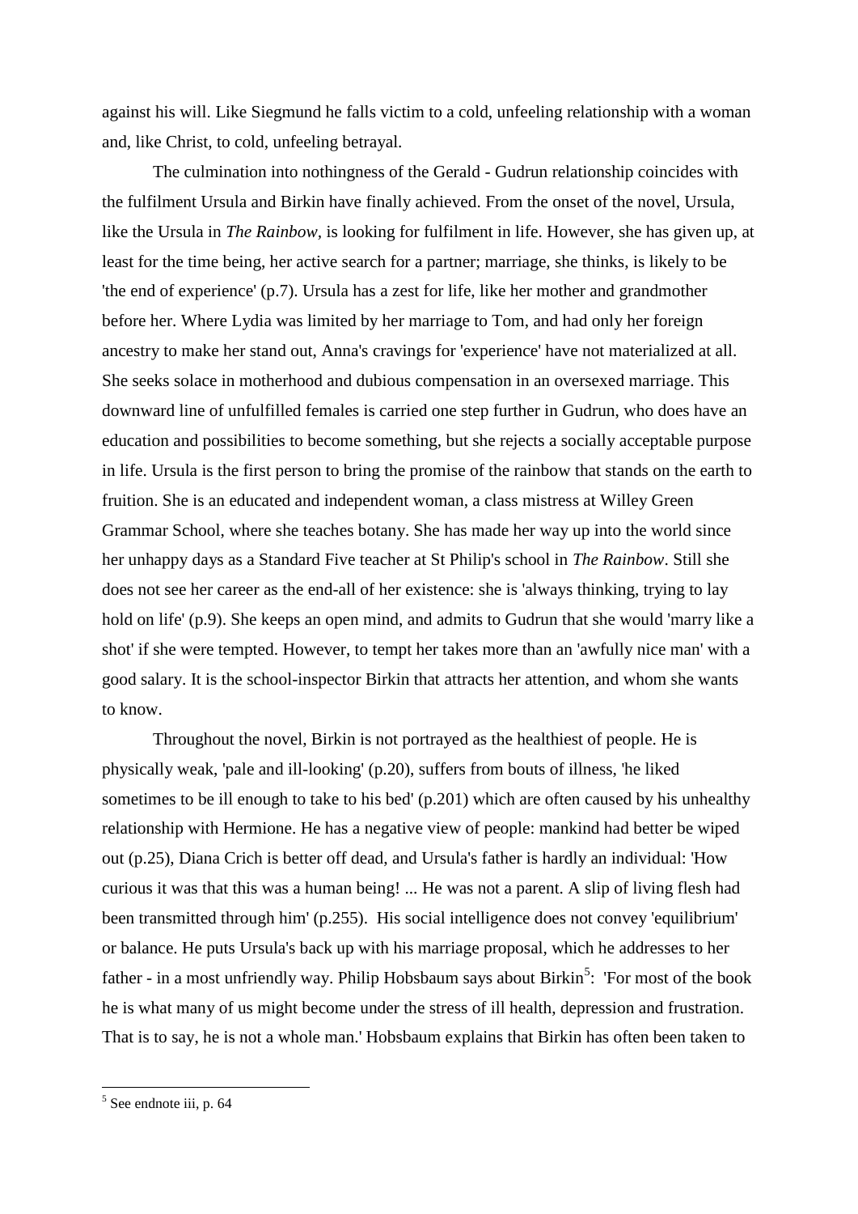against his will. Like Siegmund he falls victim to a cold, unfeeling relationship with a woman and, like Christ, to cold, unfeeling betrayal.

The culmination into nothingness of the Gerald - Gudrun relationship coincides with the fulfilment Ursula and Birkin have finally achieved. From the onset of the novel, Ursula, like the Ursula in *The Rainbow*, is looking for fulfilment in life. However, she has given up, at least for the time being, her active search for a partner; marriage, she thinks, is likely to be 'the end of experience' (p.7). Ursula has a zest for life, like her mother and grandmother before her. Where Lydia was limited by her marriage to Tom, and had only her foreign ancestry to make her stand out, Anna's cravings for 'experience' have not materialized at all. She seeks solace in motherhood and dubious compensation in an oversexed marriage. This downward line of unfulfilled females is carried one step further in Gudrun, who does have an education and possibilities to become something, but she rejects a socially acceptable purpose in life. Ursula is the first person to bring the promise of the rainbow that stands on the earth to fruition. She is an educated and independent woman, a class mistress at Willey Green Grammar School, where she teaches botany. She has made her way up into the world since her unhappy days as a Standard Five teacher at St Philip's school in *The Rainbow*. Still she does not see her career as the end-all of her existence: she is 'always thinking, trying to lay hold on life' (p.9). She keeps an open mind, and admits to Gudrun that she would 'marry like a shot' if she were tempted. However, to tempt her takes more than an 'awfully nice man' with a good salary. It is the school-inspector Birkin that attracts her attention, and whom she wants to know.

Throughout the novel, Birkin is not portrayed as the healthiest of people. He is physically weak, 'pale and ill-looking' (p.20), suffers from bouts of illness, 'he liked sometimes to be ill enough to take to his bed' (p.201) which are often caused by his unhealthy relationship with Hermione. He has a negative view of people: mankind had better be wiped out (p.25), Diana Crich is better off dead, and Ursula's father is hardly an individual: 'How curious it was that this was a human being! ... He was not a parent. A slip of living flesh had been transmitted through him' (p.255). His social intelligence does not convey 'equilibrium' or balance. He puts Ursula's back up with his marriage proposal, which he addresses to her father - in a most unfriendly way. Philip Hobsbaum says about Birkin[5]: 'For most of the book he is what many of us might become under the stress of ill health, depression and frustration. That is to say, he is not a whole man.' Hobsbaum explains that Birkin has often been taken to

[5] See endnote iii, p. 64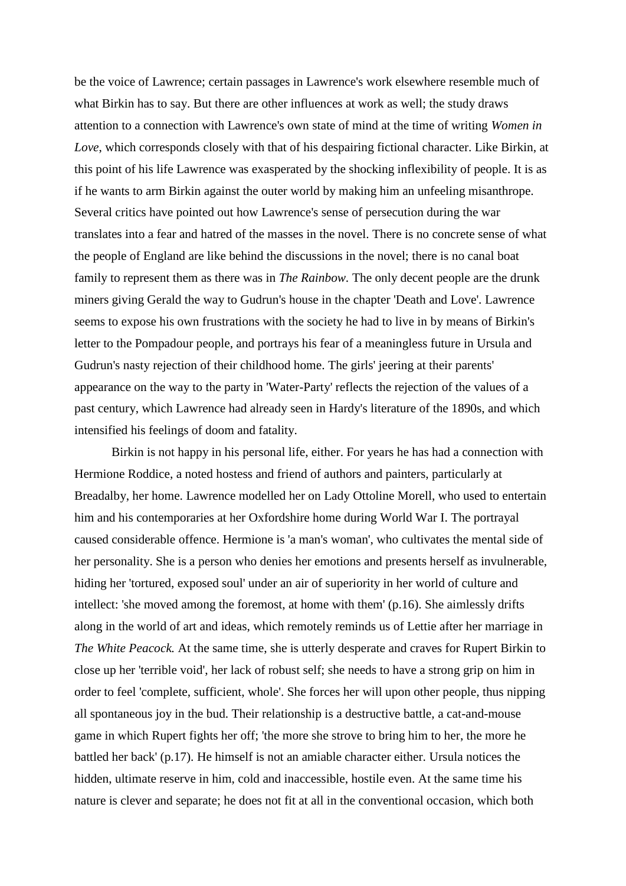be the voice of Lawrence; certain passages in Lawrence's work elsewhere resemble much of what Birkin has to say. But there are other influences at work as well; the study draws attention to a connection with Lawrence's own state of mind at the time of writing *Women in Love,* which corresponds closely with that of his despairing fictional character. Like Birkin, at this point of his life Lawrence was exasperated by the shocking inflexibility of people. It is as if he wants to arm Birkin against the outer world by making him an unfeeling misanthrope. Several critics have pointed out how Lawrence's sense of persecution during the war translates into a fear and hatred of the masses in the novel. There is no concrete sense of what the people of England are like behind the discussions in the novel; there is no canal boat family to represent them as there was in *The Rainbow.* The only decent people are the drunk miners giving Gerald the way to Gudrun's house in the chapter 'Death and Love'. Lawrence seems to expose his own frustrations with the society he had to live in by means of Birkin's letter to the Pompadour people, and portrays his fear of a meaningless future in Ursula and Gudrun's nasty rejection of their childhood home. The girls' jeering at their parents' appearance on the way to the party in 'Water-Party' reflects the rejection of the values of a past century, which Lawrence had already seen in Hardy's literature of the 1890s, and which intensified his feelings of doom and fatality.

Birkin is not happy in his personal life, either. For years he has had a connection with Hermione Roddice, a noted hostess and friend of authors and painters, particularly at Breadalby, her home. Lawrence modelled her on Lady Ottoline Morell, who used to entertain him and his contemporaries at her Oxfordshire home during World War I. The portrayal caused considerable offence. Hermione is 'a man's woman', who cultivates the mental side of her personality. She is a person who denies her emotions and presents herself as invulnerable, hiding her 'tortured, exposed soul' under an air of superiority in her world of culture and intellect: 'she moved among the foremost, at home with them' (p.16). She aimlessly drifts along in the world of art and ideas, which remotely reminds us of Lettie after her marriage in *The White Peacock.* At the same time, she is utterly desperate and craves for Rupert Birkin to close up her 'terrible void', her lack of robust self; she needs to have a strong grip on him in order to feel 'complete, sufficient, whole'. She forces her will upon other people, thus nipping all spontaneous joy in the bud. Their relationship is a destructive battle, a cat-and-mouse game in which Rupert fights her off; 'the more she strove to bring him to her, the more he battled her back' (p.17). He himself is not an amiable character either. Ursula notices the hidden, ultimate reserve in him, cold and inaccessible, hostile even. At the same time his nature is clever and separate; he does not fit at all in the conventional occasion, which both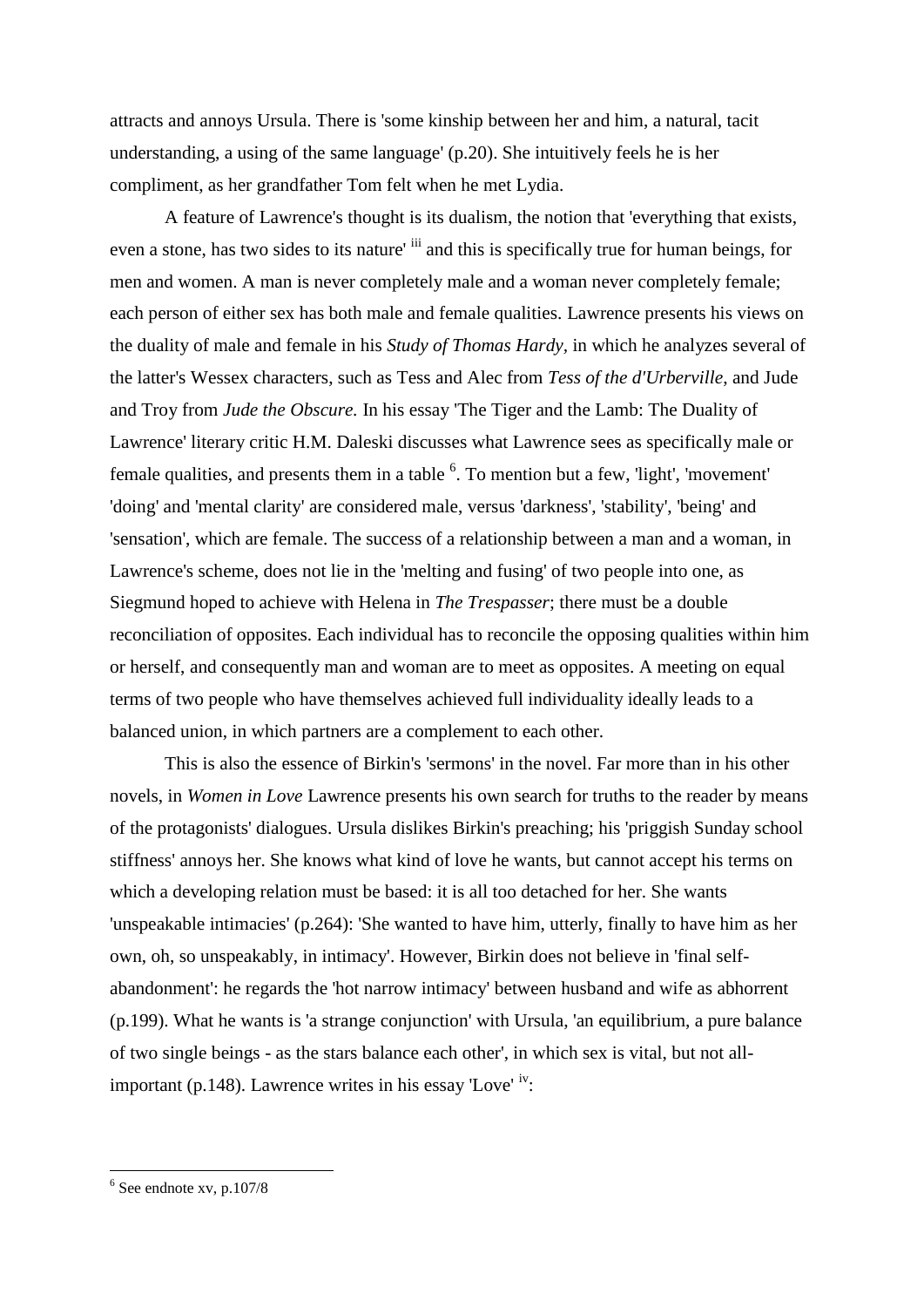attracts and annoys Ursula. There is 'some kinship between her and him, a natural, tacit understanding, a using of the same language' (p.20). She intuitively feels he is her compliment, as her grandfather Tom felt when he met Lydia.

A feature of Lawrence's thought is its dualism, the notion that 'everything that exists, even a stone, has two sides to its nature' [iii] and this is specifically true for human beings, for men and women. A man is never completely male and a woman never completely female; each person of either sex has both male and female qualities. Lawrence presents his views on the duality of male and female in his *Study of Thomas Hardy*, in which he analyzes several of the latter's Wessex characters, such as Tess and Alec from *Tess of the d'Urberville,* and Jude and Troy from *Jude the Obscure.* In his essay 'The Tiger and the Lamb: The Duality of Lawrence' literary critic H.M. Daleski discusses what Lawrence sees as specifically male or female qualities, and presents them in a table [6]. To mention but a few, 'light', 'movement' 'doing' and 'mental clarity' are considered male, versus 'darkness', 'stability', 'being' and 'sensation', which are female. The success of a relationship between a man and a woman, in Lawrence's scheme, does not lie in the 'melting and fusing' of two people into one, as Siegmund hoped to achieve with Helena in *The Trespasser*; there must be a double reconciliation of opposites. Each individual has to reconcile the opposing qualities within him or herself, and consequently man and woman are to meet as opposites. A meeting on equal terms of two people who have themselves achieved full individuality ideally leads to a balanced union, in which partners are a complement to each other.

This is also the essence of Birkin's 'sermons' in the novel. Far more than in his other novels, in *Women in Love* Lawrence presents his own search for truths to the reader by means of the protagonists' dialogues. Ursula dislikes Birkin's preaching; his 'priggish Sunday school stiffness' annoys her. She knows what kind of love he wants, but cannot accept his terms on which a developing relation must be based: it is all too detached for her. She wants 'unspeakable intimacies' (p.264): 'She wanted to have him, utterly, finally to have him as her own, oh, so unspeakably, in intimacy'. However, Birkin does not believe in 'final self-abandonment': he regards the 'hot narrow intimacy' between husband and wife as abhorrent (p.199). What he wants is 'a strange conjunction' with Ursula, 'an equilibrium, a pure balance of two single beings - as the stars balance each other', in which sex is vital, but not all-important (p.148). Lawrence writes in his essay 'Love' [iv]:

[6] See endnote xv, p.107/8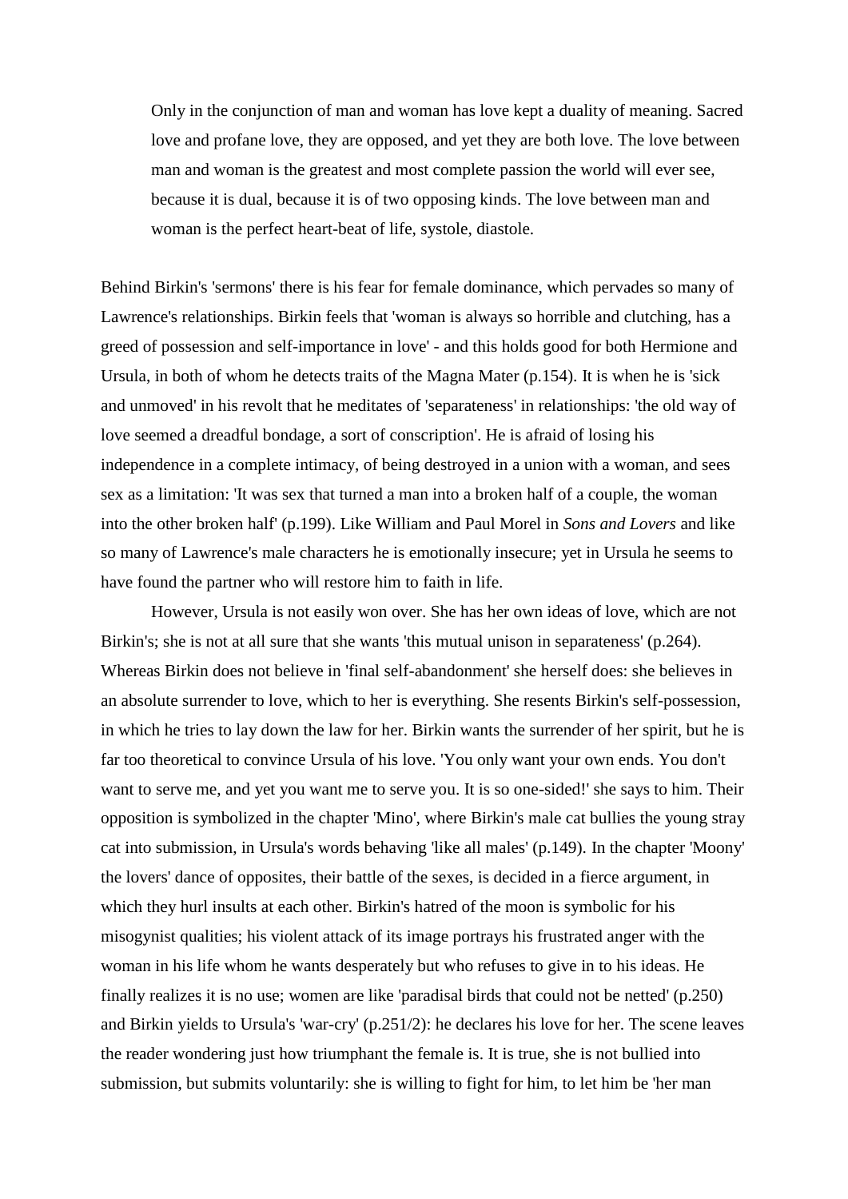> Only in the conjunction of man and woman has love kept a duality of meaning. Sacred love and profane love, they are opposed, and yet they are both love. The love between man and woman is the greatest and most complete passion the world will ever see, because it is dual, because it is of two opposing kinds. The love between man and woman is the perfect heart-beat of life, systole, diastole.

Behind Birkin's 'sermons' there is his fear for female dominance, which pervades so many of Lawrence's relationships. Birkin feels that 'woman is always so horrible and clutching, has a greed of possession and self-importance in love' - and this holds good for both Hermione and Ursula, in both of whom he detects traits of the Magna Mater (p.154). It is when he is 'sick and unmoved' in his revolt that he meditates of 'separateness' in relationships: 'the old way of love seemed a dreadful bondage, a sort of conscription'. He is afraid of losing his independence in a complete intimacy, of being destroyed in a union with a woman, and sees sex as a limitation: 'It was sex that turned a man into a broken half of a couple, the woman into the other broken half' (p.199). Like William and Paul Morel in *Sons and Lovers* and like so many of Lawrence's male characters he is emotionally insecure; yet in Ursula he seems to have found the partner who will restore him to faith in life.

However, Ursula is not easily won over. She has her own ideas of love, which are not Birkin's; she is not at all sure that she wants 'this mutual unison in separateness' (p.264). Whereas Birkin does not believe in 'final self-abandonment' she herself does: she believes in an absolute surrender to love, which to her is everything. She resents Birkin's self-possession, in which he tries to lay down the law for her. Birkin wants the surrender of her spirit, but he is far too theoretical to convince Ursula of his love. 'You only want your own ends. You don't want to serve me, and yet you want me to serve you. It is so one-sided!' she says to him. Their opposition is symbolized in the chapter 'Mino', where Birkin's male cat bullies the young stray cat into submission, in Ursula's words behaving 'like all males' (p.149). In the chapter 'Moony' the lovers' dance of opposites, their battle of the sexes, is decided in a fierce argument, in which they hurl insults at each other. Birkin's hatred of the moon is symbolic for his misogynist qualities; his violent attack of its image portrays his frustrated anger with the woman in his life whom he wants desperately but who refuses to give in to his ideas. He finally realizes it is no use; women are like 'paradisal birds that could not be netted' (p.250) and Birkin yields to Ursula's 'war-cry' (p.251/2): he declares his love for her. The scene leaves the reader wondering just how triumphant the female is. It is true, she is not bullied into submission, but submits voluntarily: she is willing to fight for him, to let him be 'her man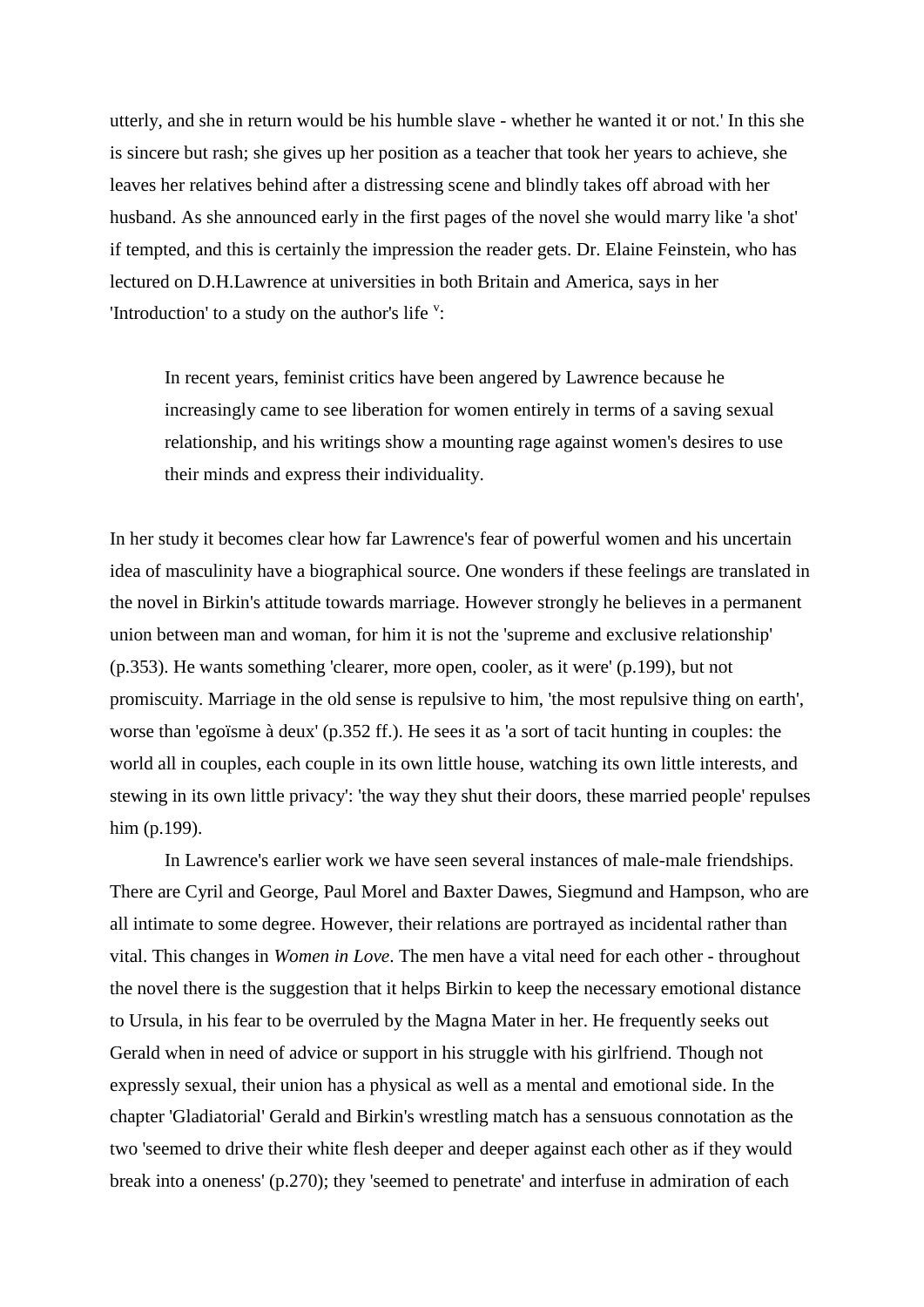utterly, and she in return would be his humble slave - whether he wanted it or not.' In this she is sincere but rash; she gives up her position as a teacher that took her years to achieve, she leaves her relatives behind after a distressing scene and blindly takes off abroad with her husband. As she announced early in the first pages of the novel she would marry like 'a shot' if tempted, and this is certainly the impression the reader gets. Dr. Elaine Feinstein, who has lectured on D.H.Lawrence at universities in both Britain and America, says in her 'Introduction' to a study on the author's life [v]:

> In recent years, feminist critics have been angered by Lawrence because he increasingly came to see liberation for women entirely in terms of a saving sexual relationship, and his writings show a mounting rage against women's desires to use their minds and express their individuality.

In her study it becomes clear how far Lawrence's fear of powerful women and his uncertain idea of masculinity have a biographical source. One wonders if these feelings are translated in the novel in Birkin's attitude towards marriage. However strongly he believes in a permanent union between man and woman, for him it is not the 'supreme and exclusive relationship' (p.353). He wants something 'clearer, more open, cooler, as it were' (p.199), but not promiscuity. Marriage in the old sense is repulsive to him, 'the most repulsive thing on earth', worse than 'egoïsme à deux' (p.352 ff.). He sees it as 'a sort of tacit hunting in couples: the world all in couples, each couple in its own little house, watching its own little interests, and stewing in its own little privacy': 'the way they shut their doors, these married people' repulses him (p.199).

In Lawrence's earlier work we have seen several instances of male-male friendships. There are Cyril and George, Paul Morel and Baxter Dawes, Siegmund and Hampson, who are all intimate to some degree. However, their relations are portrayed as incidental rather than vital. This changes in *Women in Love*. The men have a vital need for each other - throughout the novel there is the suggestion that it helps Birkin to keep the necessary emotional distance to Ursula, in his fear to be overruled by the Magna Mater in her. He frequently seeks out Gerald when in need of advice or support in his struggle with his girlfriend. Though not expressly sexual, their union has a physical as well as a mental and emotional side. In the chapter 'Gladiatorial' Gerald and Birkin's wrestling match has a sensuous connotation as the two 'seemed to drive their white flesh deeper and deeper against each other as if they would break into a oneness' (p.270); they 'seemed to penetrate' and interfuse in admiration of each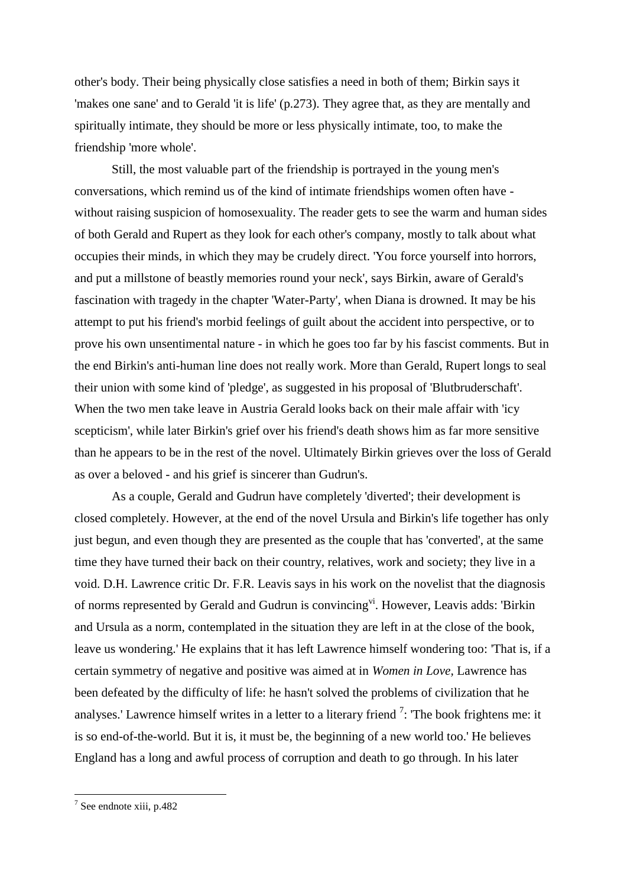other's body. Their being physically close satisfies a need in both of them; Birkin says it 'makes one sane' and to Gerald 'it is life' (p.273). They agree that, as they are mentally and spiritually intimate, they should be more or less physically intimate, too, to make the friendship 'more whole'.

Still, the most valuable part of the friendship is portrayed in the young men's conversations, which remind us of the kind of intimate friendships women often have - without raising suspicion of homosexuality. The reader gets to see the warm and human sides of both Gerald and Rupert as they look for each other's company, mostly to talk about what occupies their minds, in which they may be crudely direct. 'You force yourself into horrors, and put a millstone of beastly memories round your neck', says Birkin, aware of Gerald's fascination with tragedy in the chapter 'Water-Party', when Diana is drowned. It may be his attempt to put his friend's morbid feelings of guilt about the accident into perspective, or to prove his own unsentimental nature - in which he goes too far by his fascist comments. But in the end Birkin's anti-human line does not really work. More than Gerald, Rupert longs to seal their union with some kind of 'pledge', as suggested in his proposal of 'Blutbruderschaft'. When the two men take leave in Austria Gerald looks back on their male affair with 'icy scepticism', while later Birkin's grief over his friend's death shows him as far more sensitive than he appears to be in the rest of the novel. Ultimately Birkin grieves over the loss of Gerald as over a beloved - and his grief is sincerer than Gudrun's.

As a couple, Gerald and Gudrun have completely 'diverted'; their development is closed completely. However, at the end of the novel Ursula and Birkin's life together has only just begun, and even though they are presented as the couple that has 'converted', at the same time they have turned their back on their country, relatives, work and society; they live in a void. D.H. Lawrence critic Dr. F.R. Leavis says in his work on the novelist that the diagnosis of norms represented by Gerald and Gudrun is convincing[vi]. However, Leavis adds: 'Birkin and Ursula as a norm, contemplated in the situation they are left in at the close of the book, leave us wondering.' He explains that it has left Lawrence himself wondering too: 'That is, if a certain symmetry of negative and positive was aimed at in *Women in Love*, Lawrence has been defeated by the difficulty of life: he hasn't solved the problems of civilization that he analyses.' Lawrence himself writes in a letter to a literary friend [7]: 'The book frightens me: it is so end-of-the-world. But it is, it must be, the beginning of a new world too.' He believes England has a long and awful process of corruption and death to go through. In his later

[7] See endnote xiii, p.482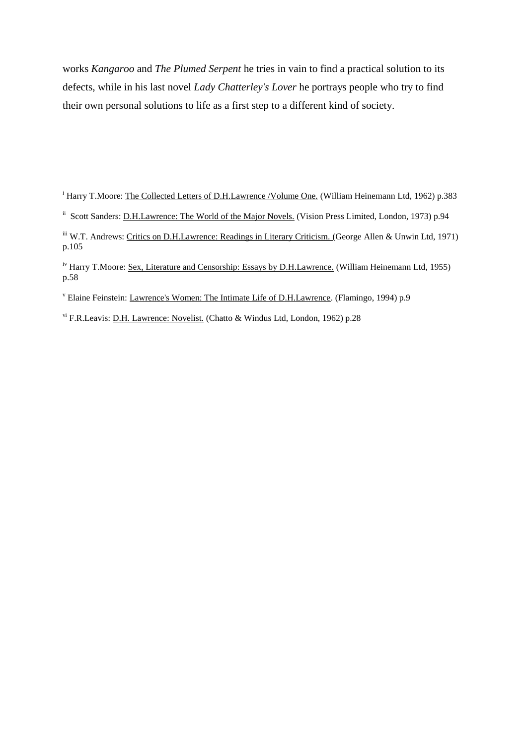works *Kangaroo* and *The Plumed Serpent* he tries in vain to find a practical solution to its defects, while in his last novel *Lady Chatterley's Lover* he portrays people who try to find their own personal solutions to life as a first step to a different kind of society.

---

[i] Harry T.Moore: The Collected Letters of D.H.Lawrence /Volume One. (William Heinemann Ltd, 1962) p.383

[ii] Scott Sanders: D.H.Lawrence: The World of the Major Novels. (Vision Press Limited, London, 1973) p.94

[iii] W.T. Andrews: Critics on D.H.Lawrence: Readings in Literary Criticism. (George Allen & Unwin Ltd, 1971) p.105

[iv] Harry T.Moore: Sex, Literature and Censorship: Essays by D.H.Lawrence. (William Heinemann Ltd, 1955) p.58

[v] Elaine Feinstein: Lawrence's Women: The Intimate Life of D.H.Lawrence. (Flamingo, 1994) p.9

[vi] F.R.Leavis: D.H. Lawrence: Novelist. (Chatto & Windus Ltd, London, 1962) p.28